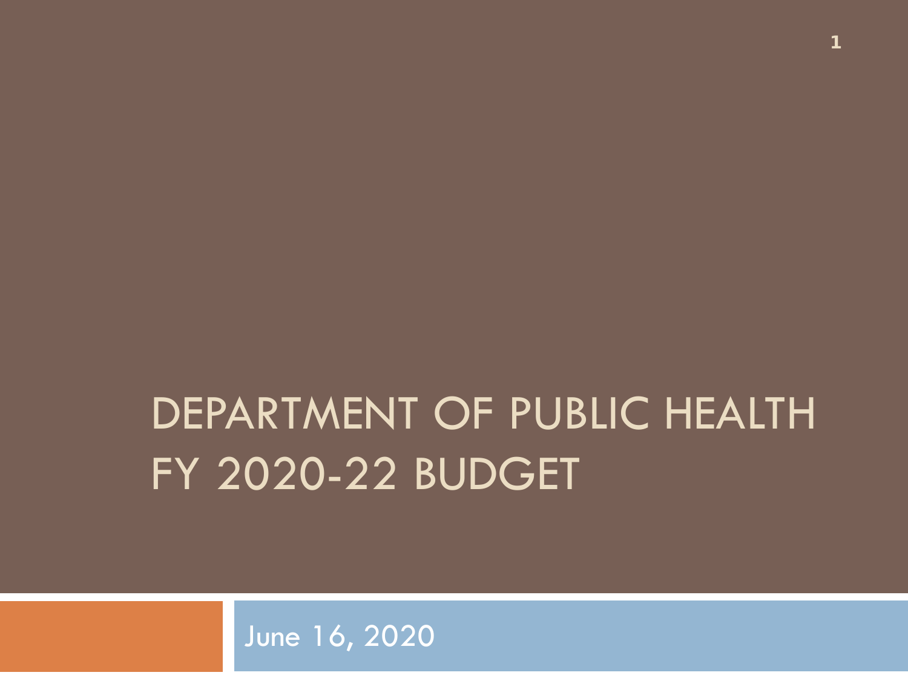# DEPARTMENT OF PUBLIC HEALTH FY 2020-22 BUDGET

June 16, 2020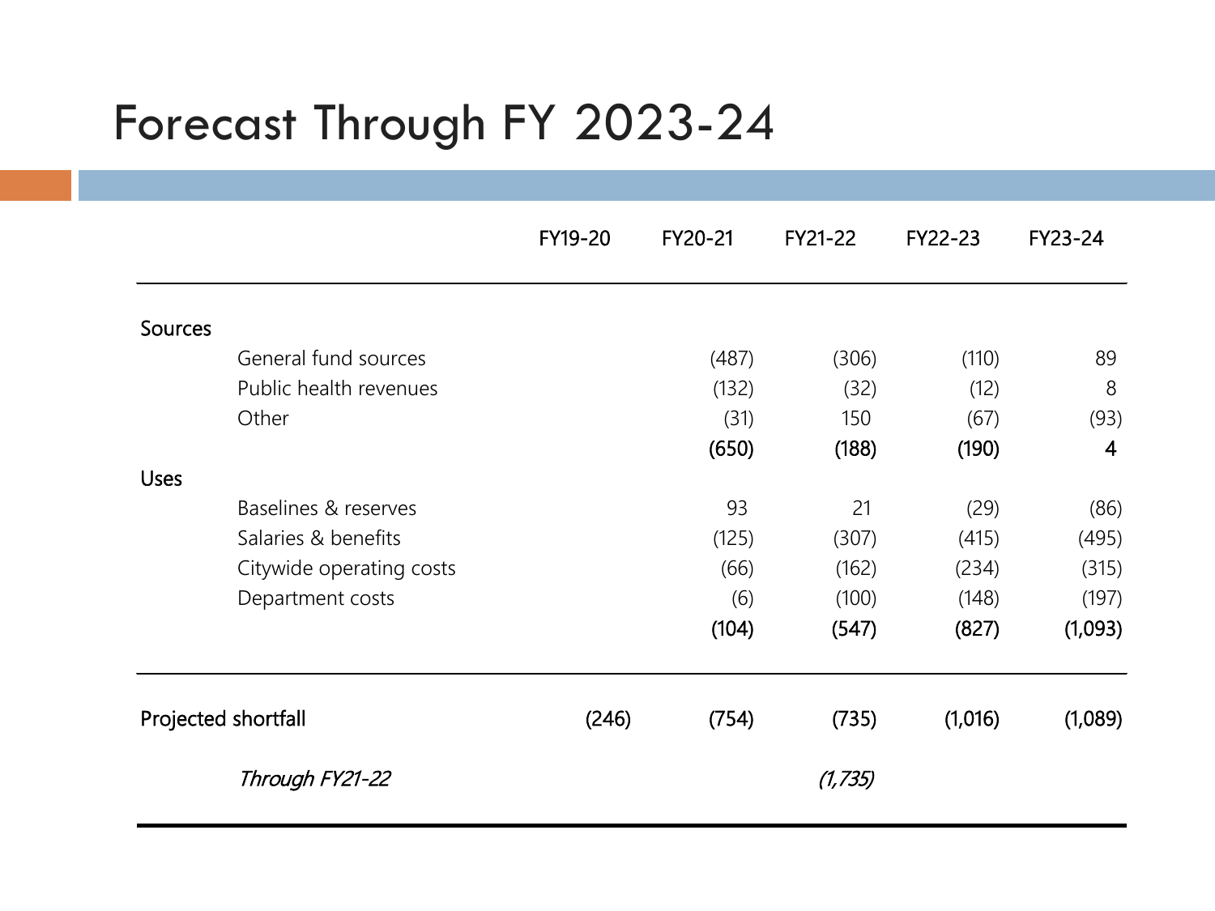# Forecast Through FY 2023-24

| | FY19-20 | FY20-21 | FY21-22 | FY22-23 | FY23-24 |
|---|---|---|---|---|---|
| **Sources** | | | | | |
| General fund sources | | (487) | (306) | (110) | 89 |
| Public health revenues | | (132) | (32) | (12) | 8 |
| Other | | (31) | 150 | (67) | (93) |
| | | **(650)** | **(188)** | **(190)** | **4** |
| **Uses** | | | | | |
| Baselines & reserves | | 93 | 21 | (29) | (86) |
| Salaries & benefits | | (125) | (307) | (415) | (495) |
| Citywide operating costs | | (66) | (162) | (234) | (315) |
| Department costs | | (6) | (100) | (148) | (197) |
| | | **(104)** | **(547)** | **(827)** | **(1,093)** |
| **Projected shortfall** | (246) | (754) | (735) | (1,016) | (1,089) |
| *Through FY21-22* | | | *(1,735)* | | |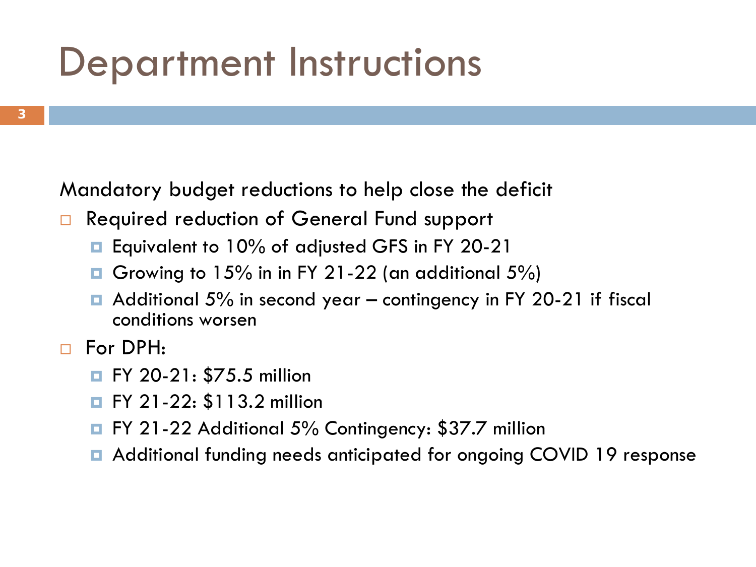# Department Instructions

Mandatory budget reductions to help close the deficit

- Required reduction of General Fund support
  - Equivalent to 10% of adjusted GFS in FY 20-21
  - Growing to 15% in in FY 21-22 (an additional 5%)
  - Additional 5% in second year – contingency in FY 20-21 if fiscal conditions worsen
- For DPH:
  - FY 20-21: $75.5 million
  - FY 21-22: $113.2 million
  - FY 21-22 Additional 5% Contingency: $37.7 million
  - Additional funding needs anticipated for ongoing COVID 19 response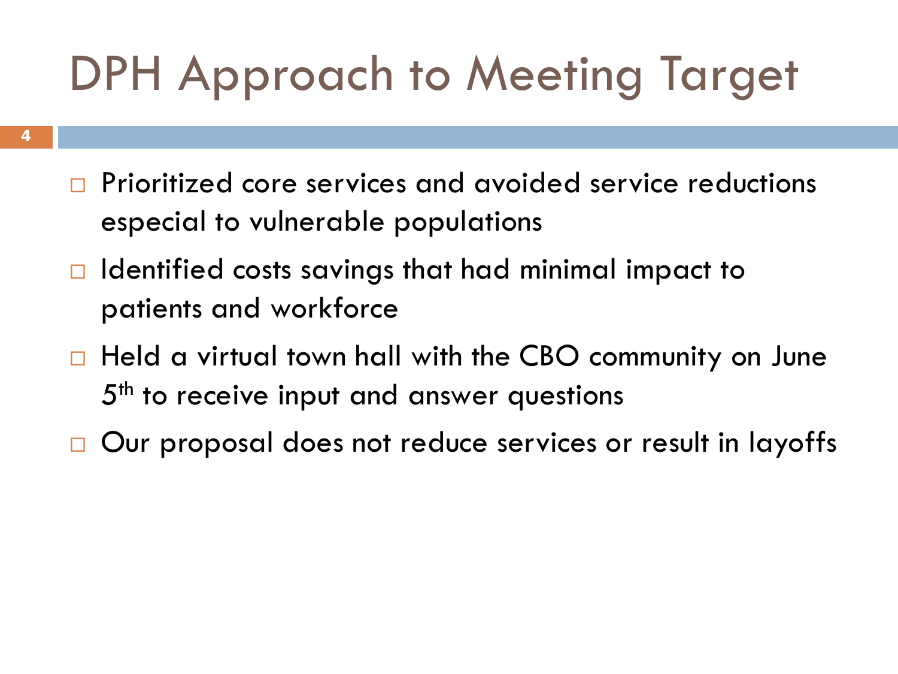# DPH Approach to Meeting Target

- Prioritized core services and avoided service reductions especial to vulnerable populations
- Identified costs savings that had minimal impact to patients and workforce
- Held a virtual town hall with the CBO community on June 5th to receive input and answer questions
- Our proposal does not reduce services or result in layoffs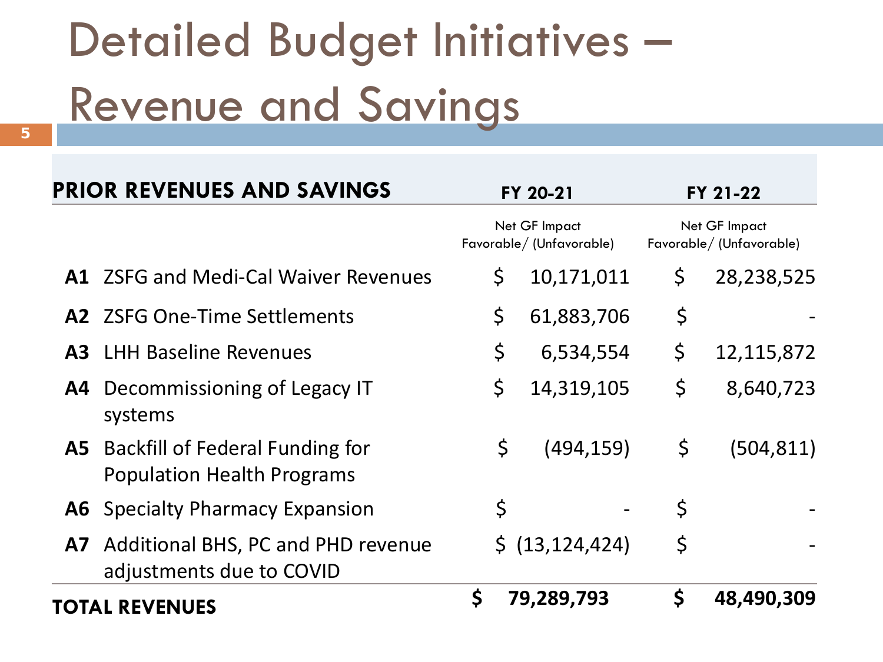# Detailed Budget Initiatives – Revenue and Savings

| | PRIOR REVENUES AND SAVINGS | FY 20-21 | FY 21-22 |
|---|---|---|---|
| | | Net GF Impact Favorable/ (Unfavorable) | Net GF Impact Favorable/ (Unfavorable) |
| **A1** | ZSFG and Medi-Cal Waiver Revenues | $ 10,171,011 | $ 28,238,525 |
| **A2** | ZSFG One-Time Settlements | $ 61,883,706 | $ - |
| **A3** | LHH Baseline Revenues | $ 6,534,554 | $ 12,115,872 |
| **A4** | Decommissioning of Legacy IT systems | $ 14,319,105 | $ 8,640,723 |
| **A5** | Backfill of Federal Funding for Population Health Programs | $ (494,159) | $ (504,811) |
| **A6** | Specialty Pharmacy Expansion | $ - | $ - |
| **A7** | Additional BHS, PC and PHD revenue adjustments due to COVID | $ (13,124,424) | $ - |
| **TOTAL REVENUES** | | **$ 79,289,793** | **$ 48,490,309** |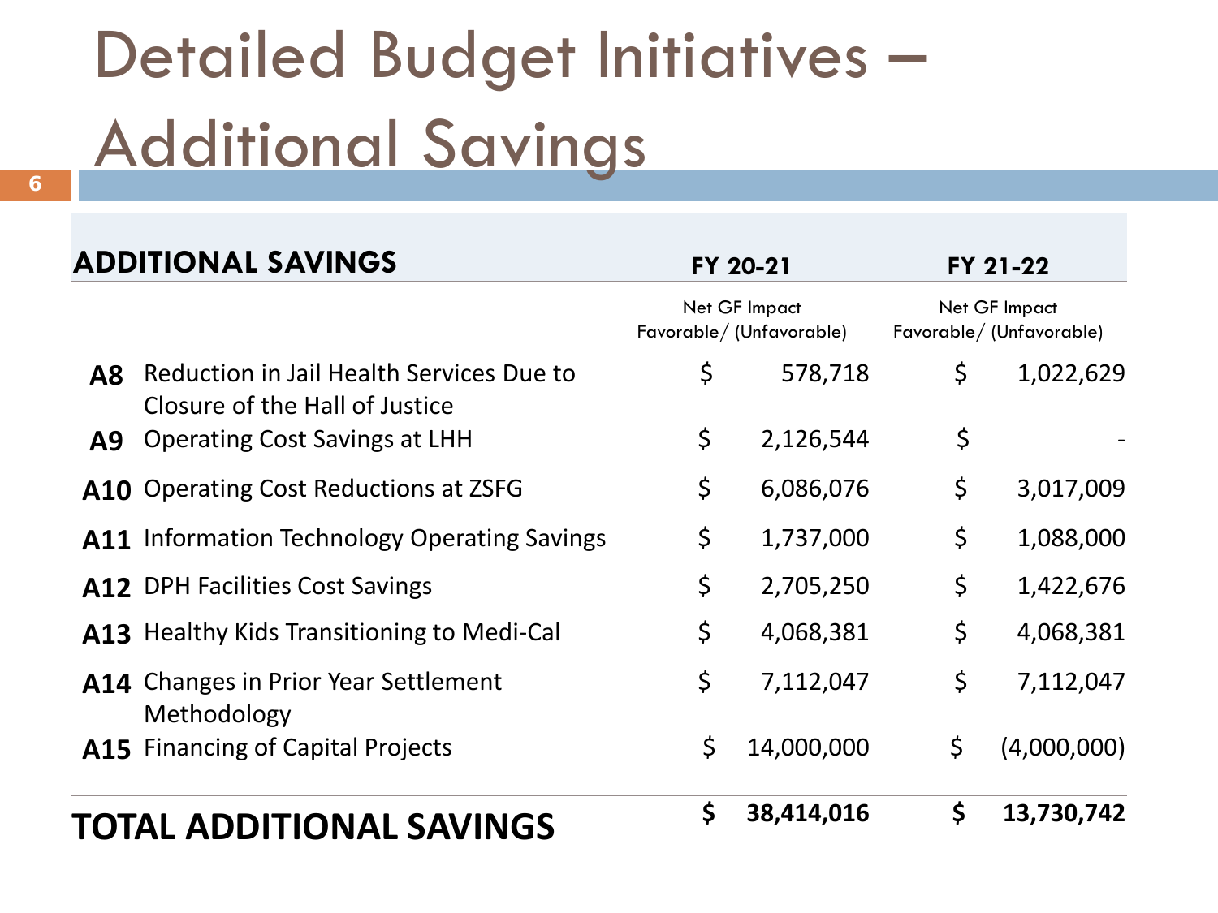# Detailed Budget Initiatives – Additional Savings

| | ADDITIONAL SAVINGS | FY 20-21 | FY 21-22 |
|---|---|---|---|
| | | Net GF Impact Favorable/ (Unfavorable) | Net GF Impact Favorable/ (Unfavorable) |
| **A8** | Reduction in Jail Health Services Due to Closure of the Hall of Justice | $ 578,718 | $ 1,022,629 |
| **A9** | Operating Cost Savings at LHH | $ 2,126,544 | $ - |
| **A10** | Operating Cost Reductions at ZSFG | $ 6,086,076 | $ 3,017,009 |
| **A11** | Information Technology Operating Savings | $ 1,737,000 | $ 1,088,000 |
| **A12** | DPH Facilities Cost Savings | $ 2,705,250 | $ 1,422,676 |
| **A13** | Healthy Kids Transitioning to Medi-Cal | $ 4,068,381 | $ 4,068,381 |
| **A14** | Changes in Prior Year Settlement Methodology | $ 7,112,047 | $ 7,112,047 |
| **A15** | Financing of Capital Projects | $ 14,000,000 | $ (4,000,000) |
| | **TOTAL ADDITIONAL SAVINGS** | **$ 38,414,016** | **$ 13,730,742** |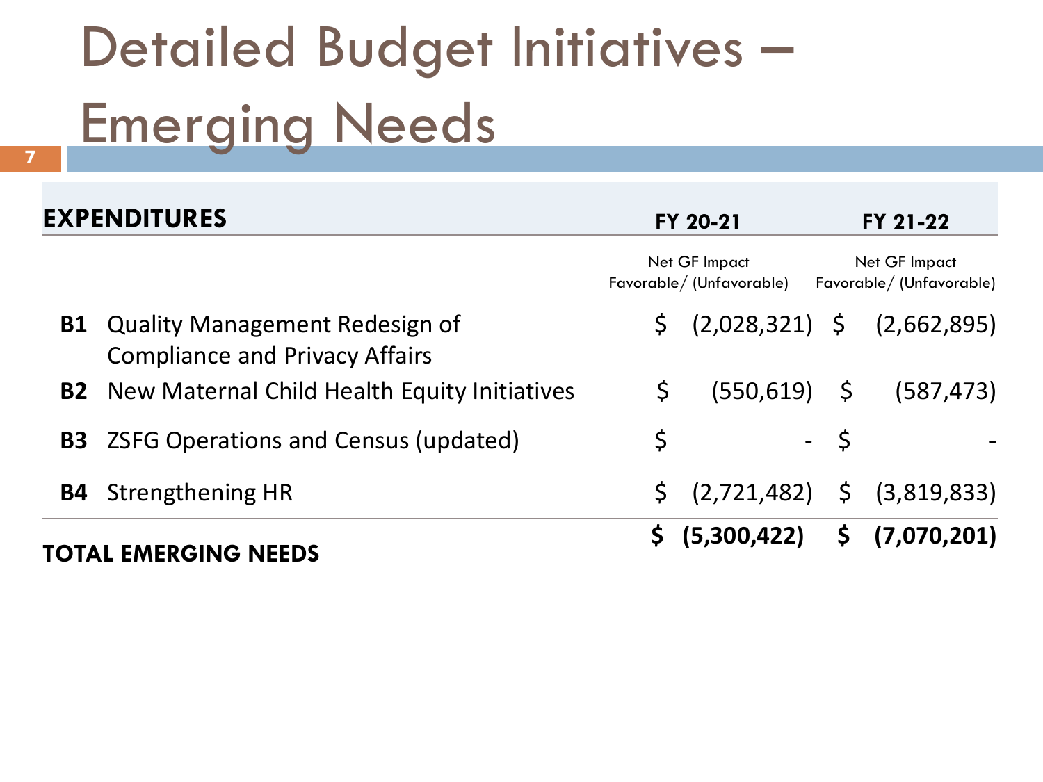# Detailed Budget Initiatives – Emerging Needs

| EXPENDITURES | | FY 20-21 | FY 21-22 |
|---|---|---|---|
| | | Net GF Impact Favorable/ (Unfavorable) | Net GF Impact Favorable/ (Unfavorable) |
| **B1** | Quality Management Redesign of Compliance and Privacy Affairs | $ (2,028,321) | $ (2,662,895) |
| **B2** | New Maternal Child Health Equity Initiatives | $ (550,619) | $ (587,473) |
| **B3** | ZSFG Operations and Census (updated) | $ - | $ - |
| **B4** | Strengthening HR | $ (2,721,482) | $ (3,819,833) |
| **TOTAL EMERGING NEEDS** | | **$ (5,300,422)** | **$ (7,070,201)** |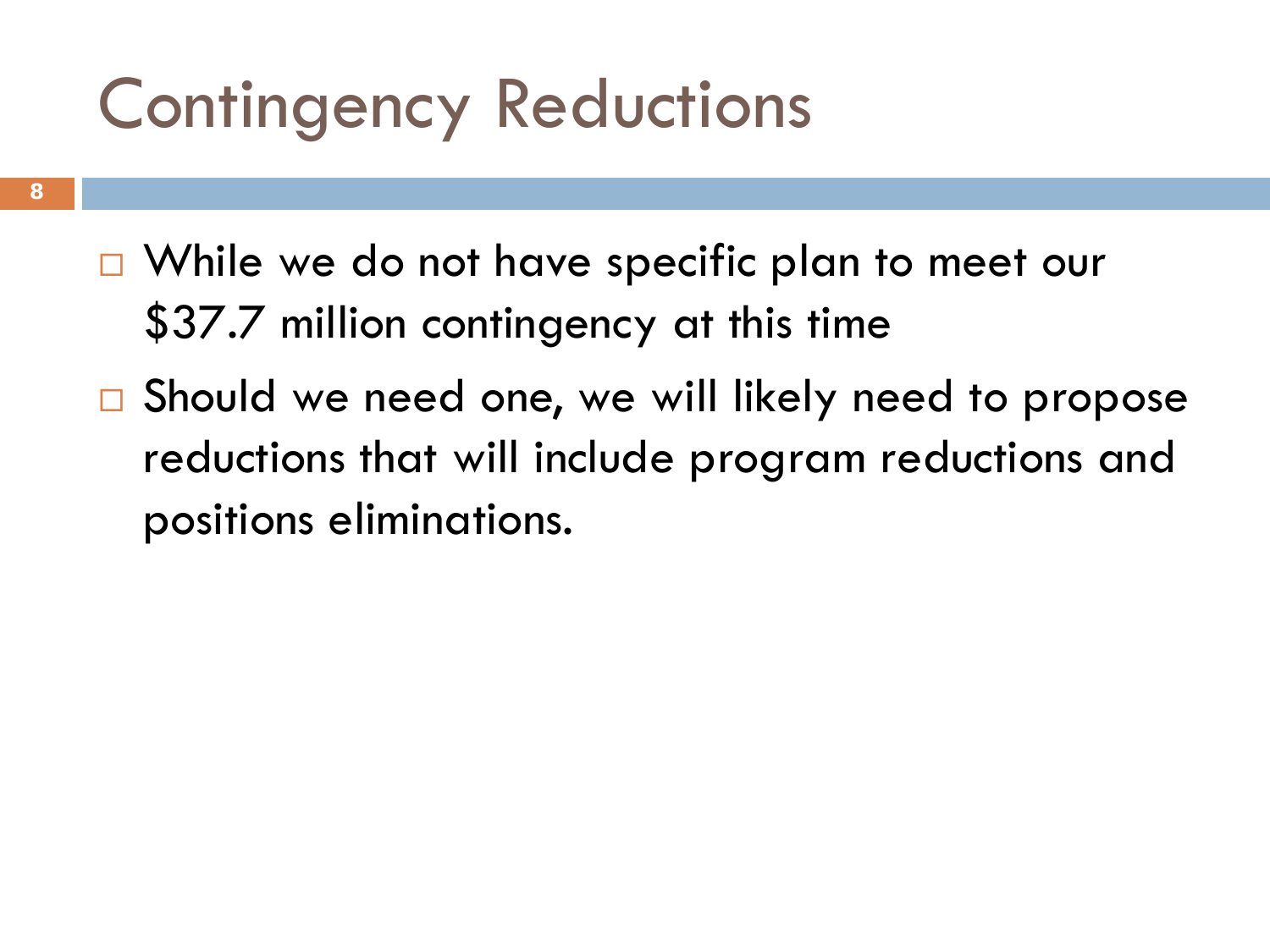# Contingency Reductions

- While we do not have specific plan to meet our $37.7 million contingency at this time
- Should we need one, we will likely need to propose reductions that will include program reductions and positions eliminations.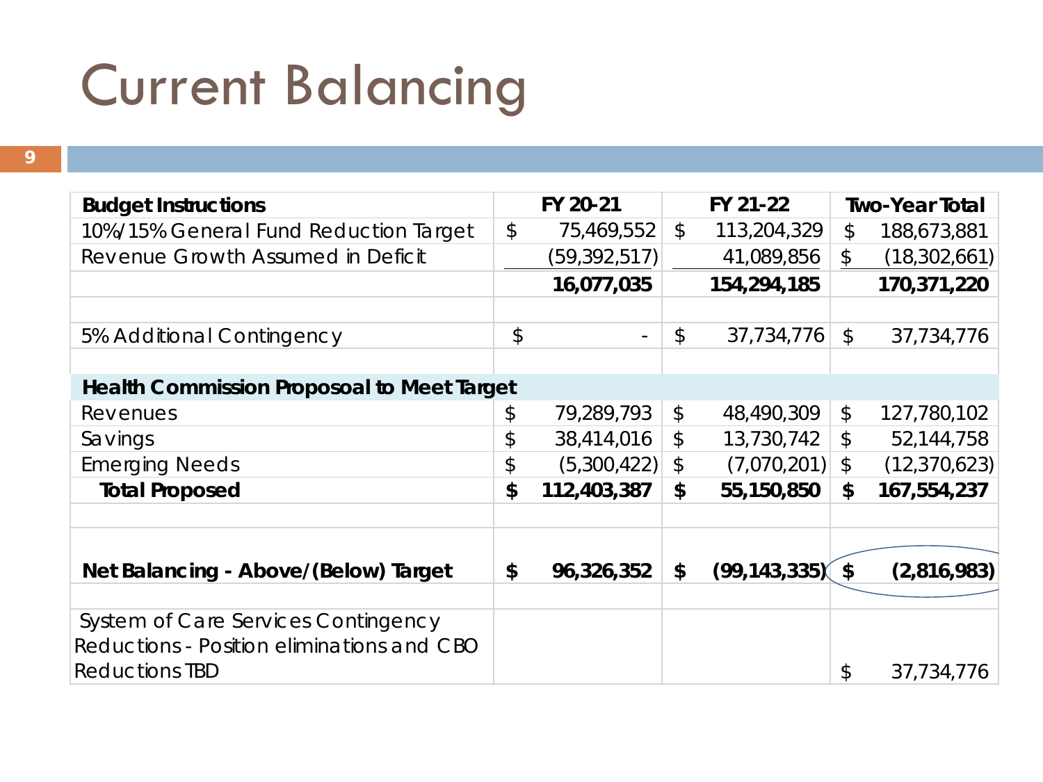# Current Balancing

| Budget Instructions | FY 20-21 | FY 21-22 | Two-Year Total |
|---|---|---|---|
| 10%/15% General Fund Reduction Target | $ 75,469,552 | $ 113,204,329 | $ 188,673,881 |
| Revenue Growth Assumed in Deficit | (59,392,517) | 41,089,856 | $ (18,302,661) |
| | **16,077,035** | **154,294,185** | **170,371,220** |
| | | | |
| 5% Additional Contingency | $ - | $ 37,734,776 | $ 37,734,776 |
| | | | |
| **Health Commission Proposoal to Meet Target** | | | |
| Revenues | $ 79,289,793 | $ 48,490,309 | $ 127,780,102 |
| Savings | $ 38,414,016 | $ 13,730,742 | $ 52,144,758 |
| Emerging Needs | $ (5,300,422) | $ (7,070,201) | $ (12,370,623) |
| **Total Proposed** | **$ 112,403,387** | **$ 55,150,850** | **$ 167,554,237** |
| | | | |
| **Net Balancing - Above/(Below) Target** | **$ 96,326,352** | **$ (99,143,335)** | **$ (2,816,983)** |
| | | | |
| System of Care Services Contingency Reductions - Position eliminations and CBO Reductions TBD | | | $ 37,734,776 |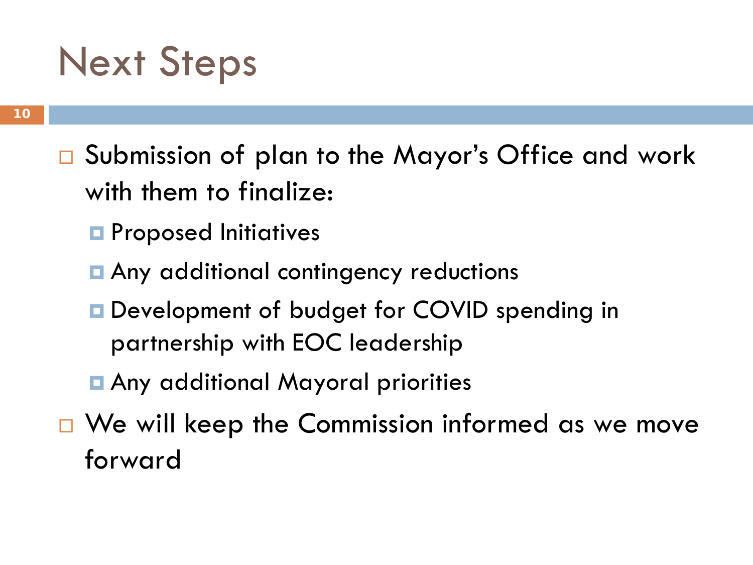# Next Steps

- Submission of plan to the Mayor's Office and work with them to finalize:
  - Proposed Initiatives
  - Any additional contingency reductions
  - Development of budget for COVID spending in partnership with EOC leadership
  - Any additional Mayoral priorities
- We will keep the Commission informed as we move forward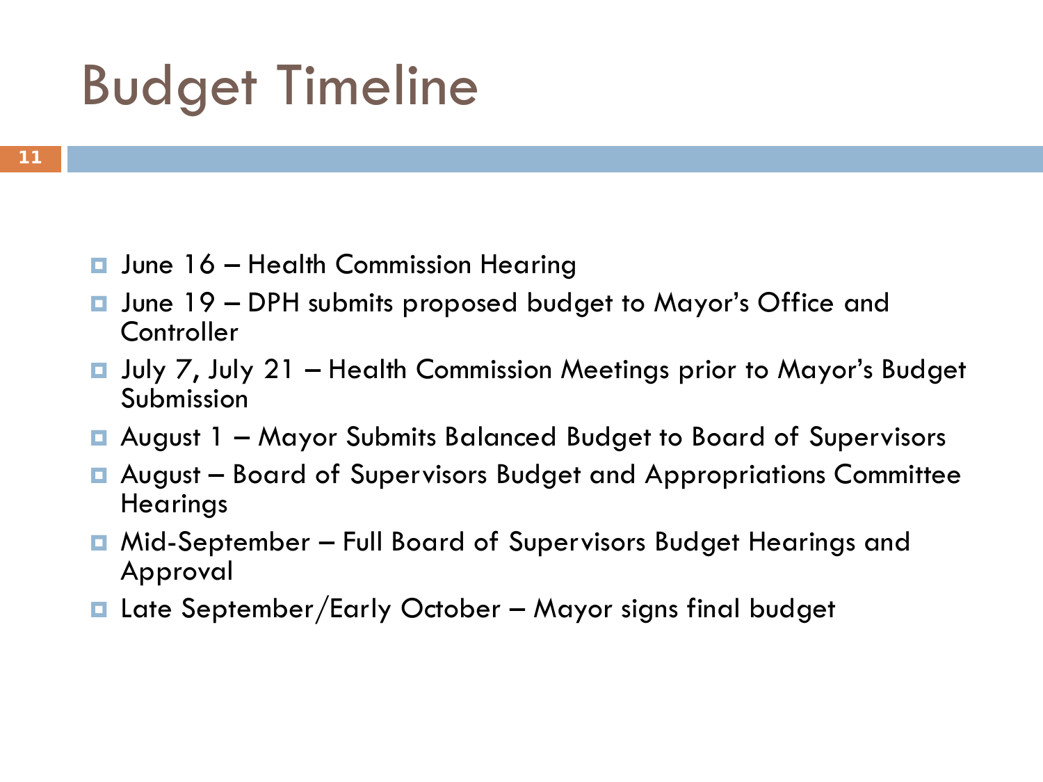# Budget Timeline

- June 16 – Health Commission Hearing
- June 19 – DPH submits proposed budget to Mayor's Office and Controller
- July 7, July 21 – Health Commission Meetings prior to Mayor's Budget Submission
- August 1 – Mayor Submits Balanced Budget to Board of Supervisors
- August – Board of Supervisors Budget and Appropriations Committee Hearings
- Mid-September – Full Board of Supervisors Budget Hearings and Approval
- Late September/Early October – Mayor signs final budget